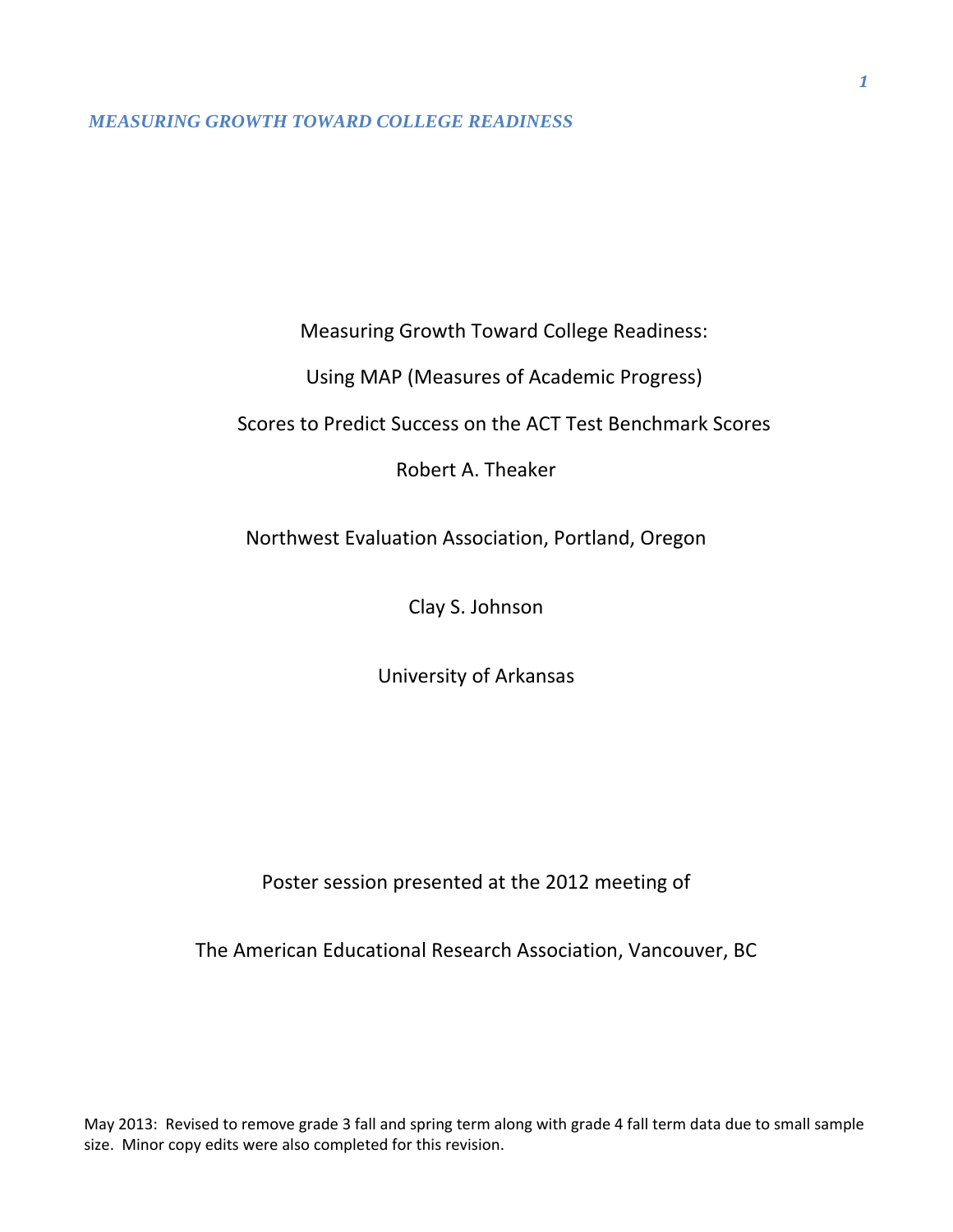# Measuring Growth Toward College Readiness:

# Using MAP (Measures of Academic Progress)

# Scores to Predict Success on the ACT Test Benchmark Scores

Robert A. Theaker

Northwest Evaluation Association, Portland, Oregon

Clay S. Johnson

University of Arkansas

Poster session presented at the 2012 meeting of

The American Educational Research Association, Vancouver, BC

May 2013: Revised to remove grade 3 fall and spring term along with grade 4 fall term data due to small sample size. Minor copy edits were also completed for this revision.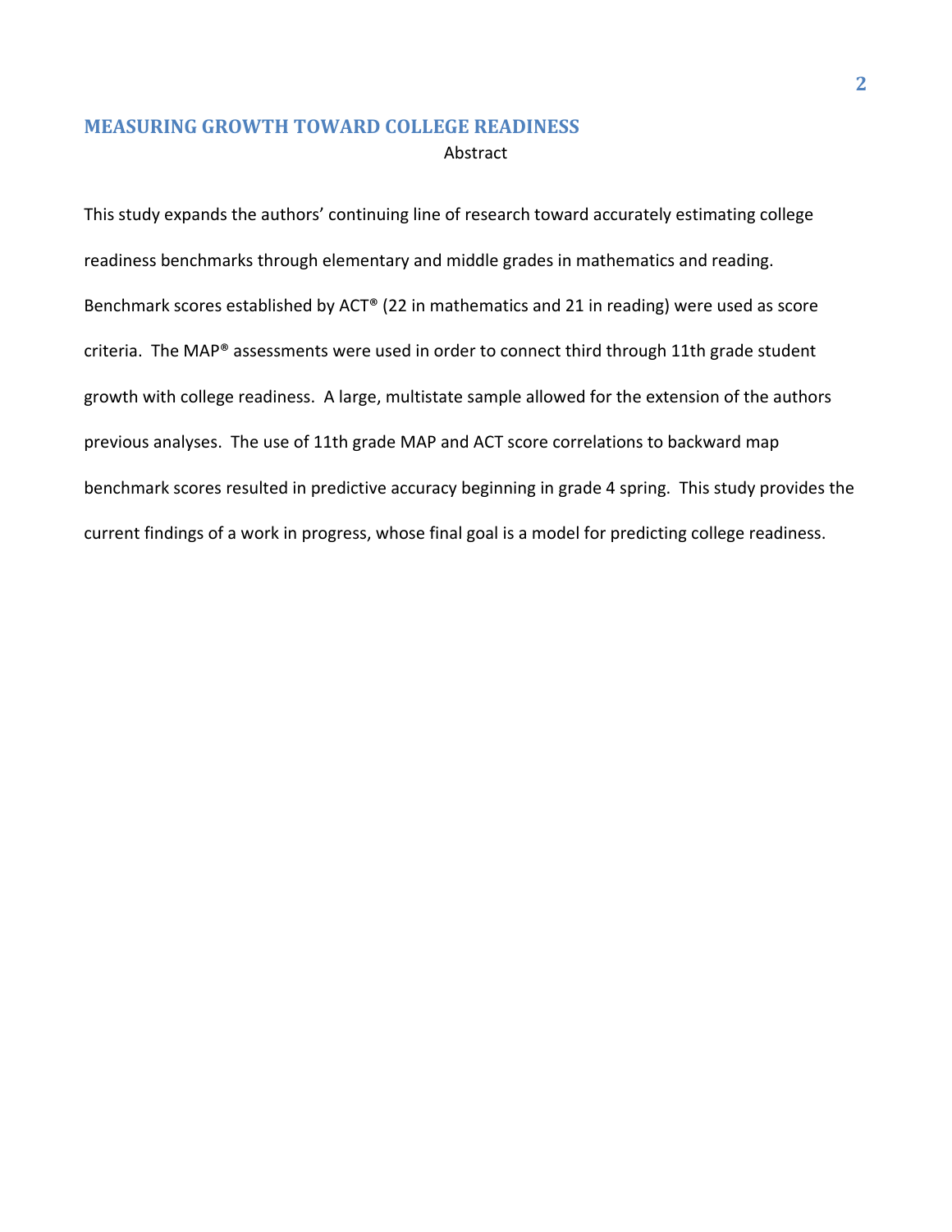## Abstract

This study expands the authors' continuing line of research toward accurately estimating college readiness benchmarks through elementary and middle grades in mathematics and reading. Benchmark scores established by ACT® (22 in mathematics and 21 in reading) were used as score criteria. The MAP® assessments were used in order to connect third through 11th grade student growth with college readiness. A large, multistate sample allowed for the extension of the authors previous analyses. The use of 11th grade MAP and ACT score correlations to backward map benchmark scores resulted in predictive accuracy beginning in grade 4 spring. This study provides the current findings of a work in progress, whose final goal is a model for predicting college readiness.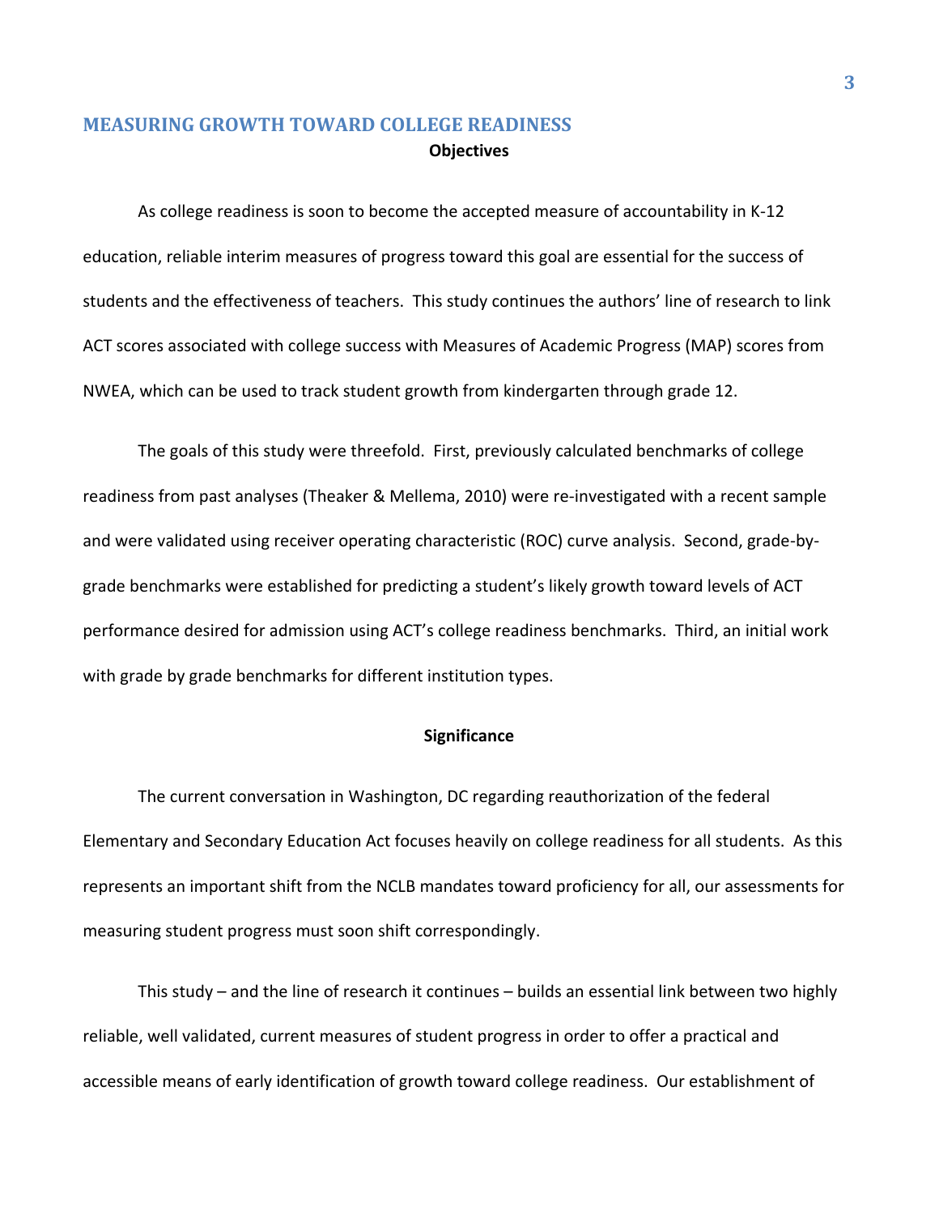## Objectives

As college readiness is soon to become the accepted measure of accountability in K-12 education, reliable interim measures of progress toward this goal are essential for the success of students and the effectiveness of teachers. This study continues the authors' line of research to link ACT scores associated with college success with Measures of Academic Progress (MAP) scores from NWEA, which can be used to track student growth from kindergarten through grade 12.

The goals of this study were threefold. First, previously calculated benchmarks of college readiness from past analyses (Theaker & Mellema, 2010) were re-investigated with a recent sample and were validated using receiver operating characteristic (ROC) curve analysis. Second, grade-by-grade benchmarks were established for predicting a student's likely growth toward levels of ACT performance desired for admission using ACT's college readiness benchmarks. Third, an initial work with grade by grade benchmarks for different institution types.

## Significance

The current conversation in Washington, DC regarding reauthorization of the federal Elementary and Secondary Education Act focuses heavily on college readiness for all students. As this represents an important shift from the NCLB mandates toward proficiency for all, our assessments for measuring student progress must soon shift correspondingly.

This study – and the line of research it continues – builds an essential link between two highly reliable, well validated, current measures of student progress in order to offer a practical and accessible means of early identification of growth toward college readiness. Our establishment of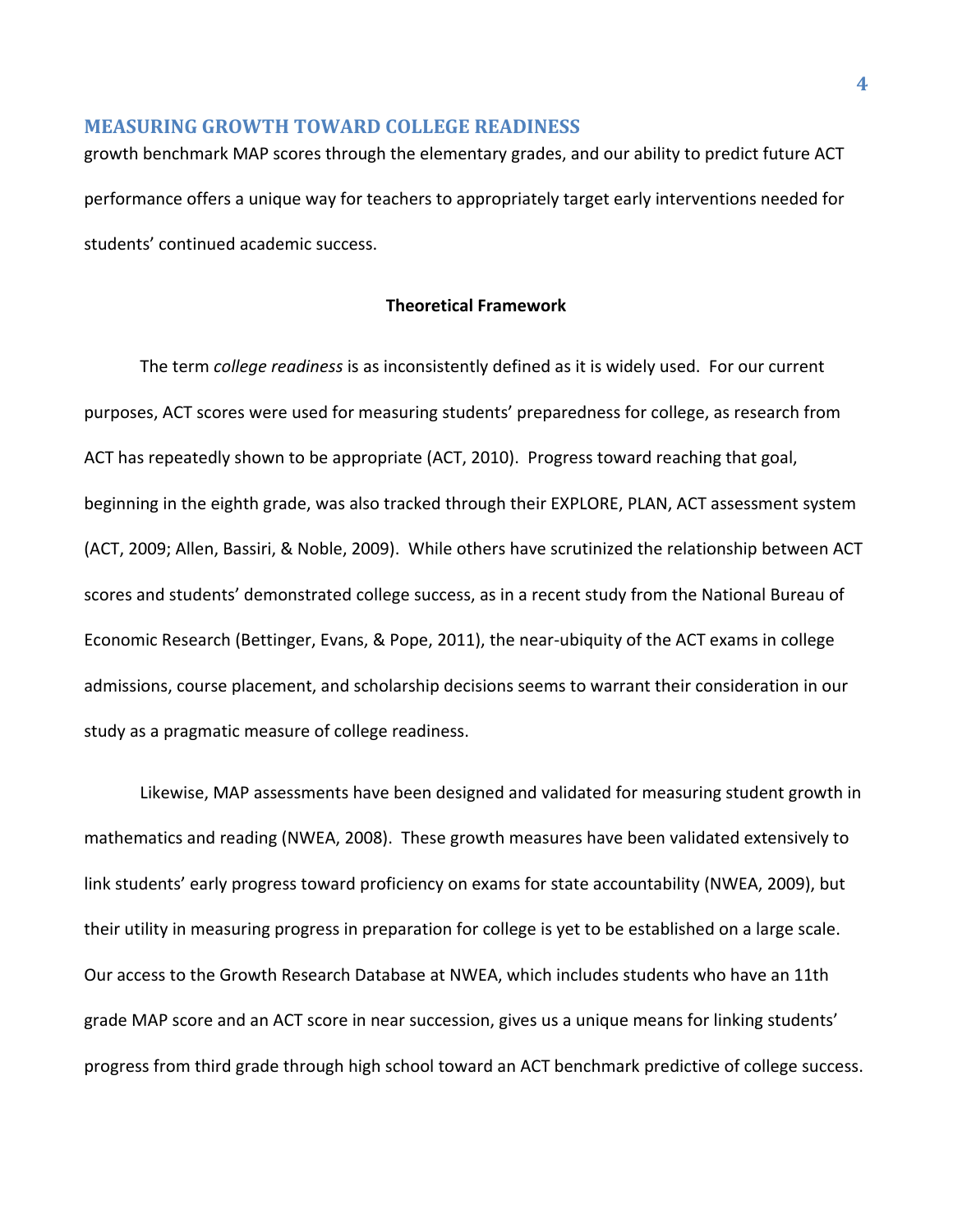growth benchmark MAP scores through the elementary grades, and our ability to predict future ACT performance offers a unique way for teachers to appropriately target early interventions needed for students' continued academic success.

## Theoretical Framework

The term *college readiness* is as inconsistently defined as it is widely used. For our current purposes, ACT scores were used for measuring students' preparedness for college, as research from ACT has repeatedly shown to be appropriate (ACT, 2010). Progress toward reaching that goal, beginning in the eighth grade, was also tracked through their EXPLORE, PLAN, ACT assessment system (ACT, 2009; Allen, Bassiri, & Noble, 2009). While others have scrutinized the relationship between ACT scores and students' demonstrated college success, as in a recent study from the National Bureau of Economic Research (Bettinger, Evans, & Pope, 2011), the near-ubiquity of the ACT exams in college admissions, course placement, and scholarship decisions seems to warrant their consideration in our study as a pragmatic measure of college readiness.

Likewise, MAP assessments have been designed and validated for measuring student growth in mathematics and reading (NWEA, 2008). These growth measures have been validated extensively to link students' early progress toward proficiency on exams for state accountability (NWEA, 2009), but their utility in measuring progress in preparation for college is yet to be established on a large scale. Our access to the Growth Research Database at NWEA, which includes students who have an 11th grade MAP score and an ACT score in near succession, gives us a unique means for linking students' progress from third grade through high school toward an ACT benchmark predictive of college success.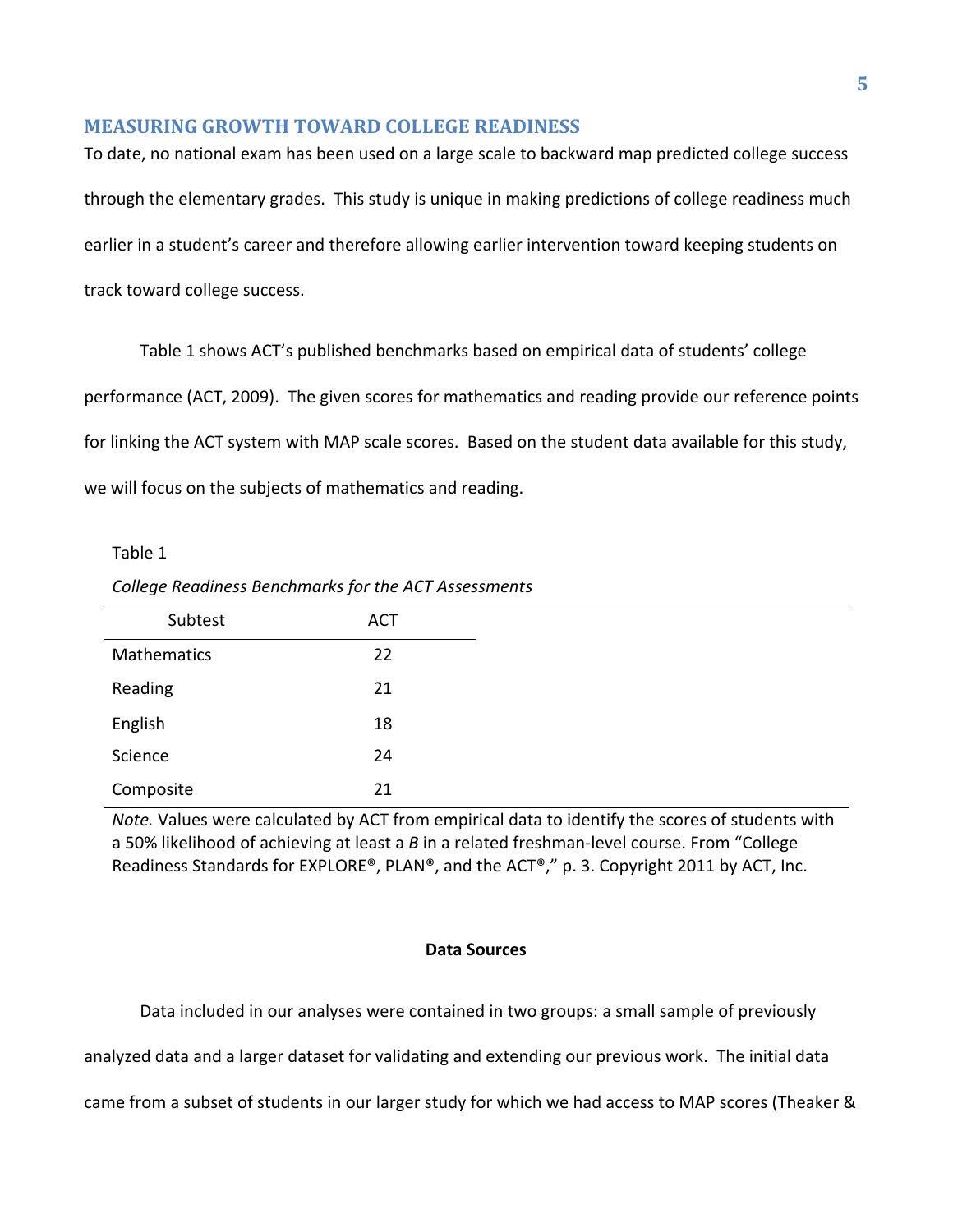## MEASURING GROWTH TOWARD COLLEGE READINESS

To date, no national exam has been used on a large scale to backward map predicted college success through the elementary grades. This study is unique in making predictions of college readiness much earlier in a student's career and therefore allowing earlier intervention toward keeping students on track toward college success.

Table 1 shows ACT's published benchmarks based on empirical data of students' college performance (ACT, 2009). The given scores for mathematics and reading provide our reference points for linking the ACT system with MAP scale scores. Based on the student data available for this study, we will focus on the subjects of mathematics and reading.

Table 1

*College Readiness Benchmarks for the ACT Assessments*

| Subtest | ACT |
|---|---|
| Mathematics | 22 |
| Reading | 21 |
| English | 18 |
| Science | 24 |
| Composite | 21 |

*Note.* Values were calculated by ACT from empirical data to identify the scores of students with a 50% likelihood of achieving at least a *B* in a related freshman-level course. From "College Readiness Standards for EXPLORE®, PLAN®, and the ACT®," p. 3. Copyright 2011 by ACT, Inc.

### Data Sources

Data included in our analyses were contained in two groups: a small sample of previously analyzed data and a larger dataset for validating and extending our previous work. The initial data came from a subset of students in our larger study for which we had access to MAP scores (Theaker &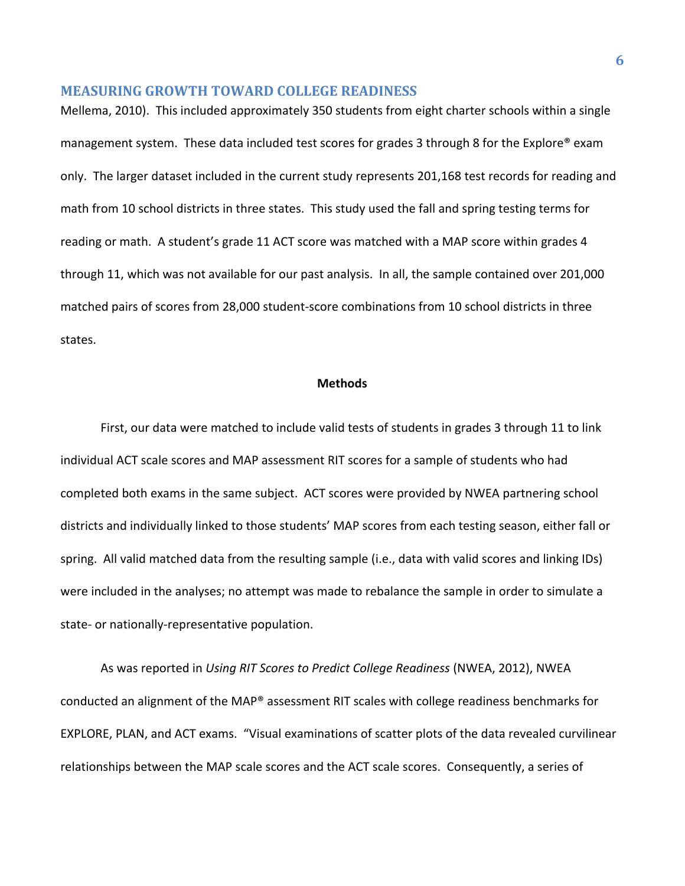Mellema, 2010). This included approximately 350 students from eight charter schools within a single management system. These data included test scores for grades 3 through 8 for the Explore® exam only. The larger dataset included in the current study represents 201,168 test records for reading and math from 10 school districts in three states. This study used the fall and spring testing terms for reading or math. A student's grade 11 ACT score was matched with a MAP score within grades 4 through 11, which was not available for our past analysis. In all, the sample contained over 201,000 matched pairs of scores from 28,000 student-score combinations from 10 school districts in three states.

## Methods

First, our data were matched to include valid tests of students in grades 3 through 11 to link individual ACT scale scores and MAP assessment RIT scores for a sample of students who had completed both exams in the same subject. ACT scores were provided by NWEA partnering school districts and individually linked to those students' MAP scores from each testing season, either fall or spring. All valid matched data from the resulting sample (i.e., data with valid scores and linking IDs) were included in the analyses; no attempt was made to rebalance the sample in order to simulate a state- or nationally-representative population.

As was reported in *Using RIT Scores to Predict College Readiness* (NWEA, 2012), NWEA conducted an alignment of the MAP® assessment RIT scales with college readiness benchmarks for EXPLORE, PLAN, and ACT exams. "Visual examinations of scatter plots of the data revealed curvilinear relationships between the MAP scale scores and the ACT scale scores. Consequently, a series of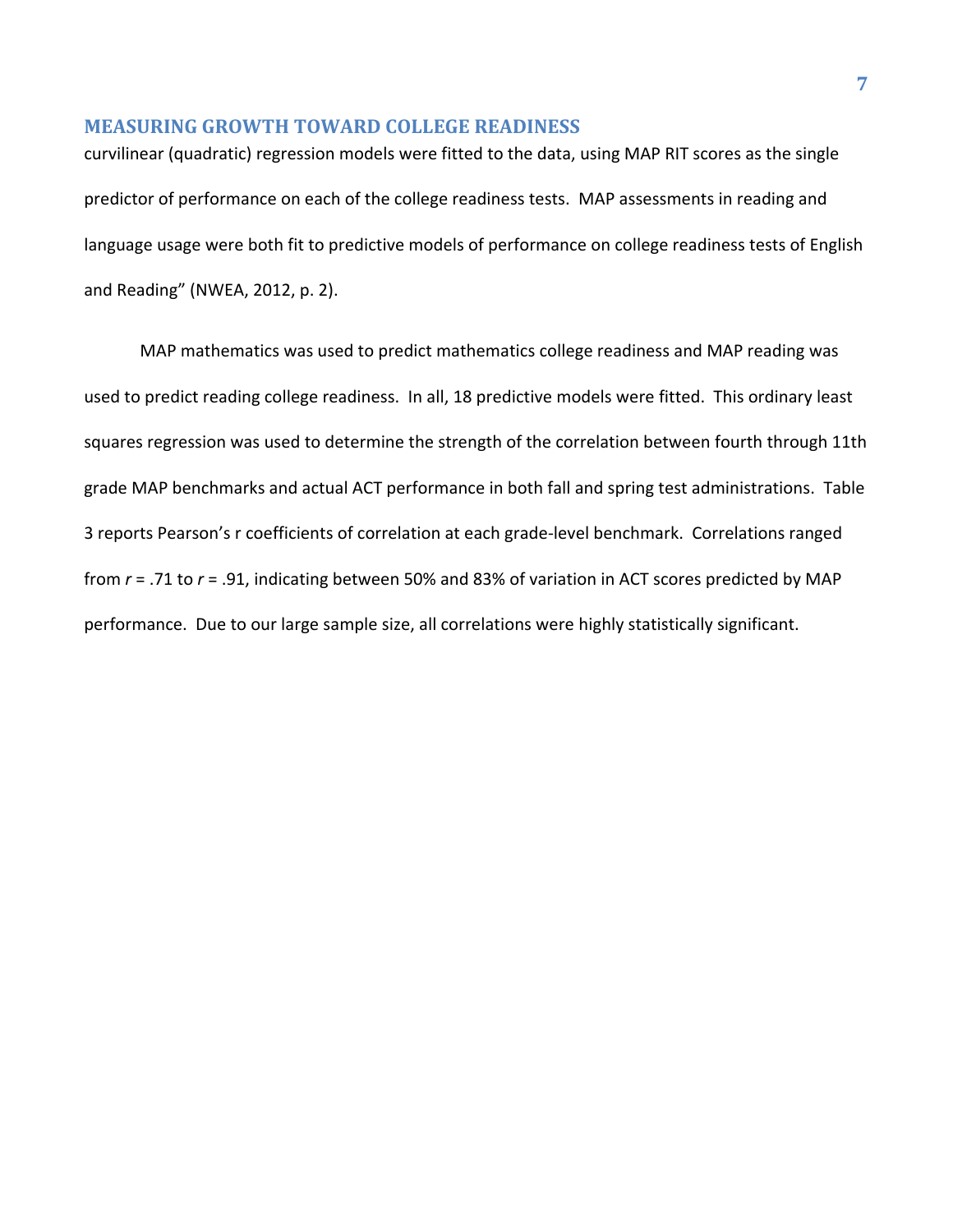curvilinear (quadratic) regression models were fitted to the data, using MAP RIT scores as the single predictor of performance on each of the college readiness tests. MAP assessments in reading and language usage were both fit to predictive models of performance on college readiness tests of English and Reading" (NWEA, 2012, p. 2).

MAP mathematics was used to predict mathematics college readiness and MAP reading was used to predict reading college readiness. In all, 18 predictive models were fitted. This ordinary least squares regression was used to determine the strength of the correlation between fourth through 11th grade MAP benchmarks and actual ACT performance in both fall and spring test administrations. Table 3 reports Pearson's r coefficients of correlation at each grade-level benchmark. Correlations ranged from $r = .71$ to $r = .91$, indicating between 50% and 83% of variation in ACT scores predicted by MAP performance. Due to our large sample size, all correlations were highly statistically significant.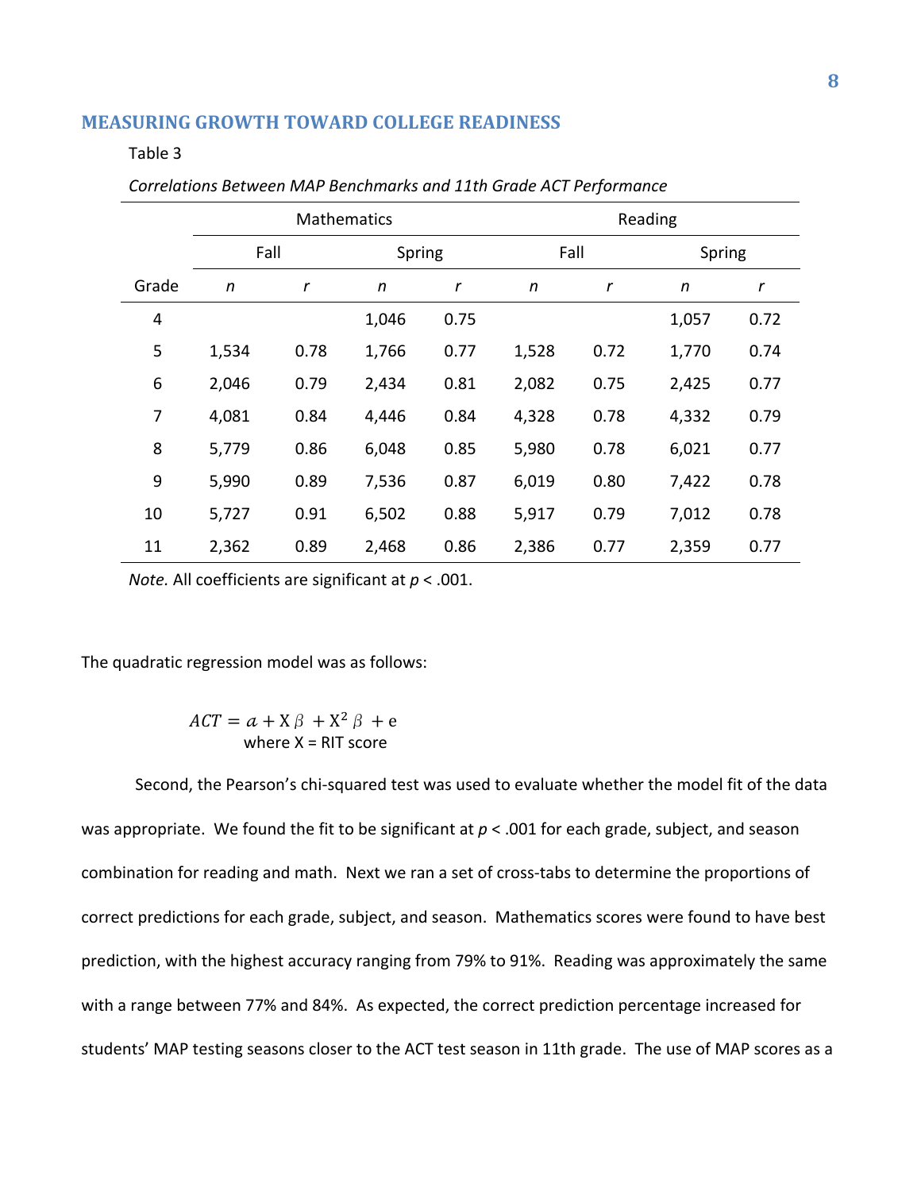Table 3

*Correlations Between MAP Benchmarks and 11th Grade ACT Performance*

| | Mathematics | | | | Reading | | | |
|---|---|---|---|---|---|---|---|---|
| | Fall | | Spring | | Fall | | Spring | |
| Grade | *n* | *r* | *n* | *r* | *n* | *r* | *n* | *r* |
| 4 | | | 1,046 | 0.75 | | | 1,057 | 0.72 |
| 5 | 1,534 | 0.78 | 1,766 | 0.77 | 1,528 | 0.72 | 1,770 | 0.74 |
| 6 | 2,046 | 0.79 | 2,434 | 0.81 | 2,082 | 0.75 | 2,425 | 0.77 |
| 7 | 4,081 | 0.84 | 4,446 | 0.84 | 4,328 | 0.78 | 4,332 | 0.79 |
| 8 | 5,779 | 0.86 | 6,048 | 0.85 | 5,980 | 0.78 | 6,021 | 0.77 |
| 9 | 5,990 | 0.89 | 7,536 | 0.87 | 6,019 | 0.80 | 7,422 | 0.78 |
| 10 | 5,727 | 0.91 | 6,502 | 0.88 | 5,917 | 0.79 | 7,012 | 0.78 |
| 11 | 2,362 | 0.89 | 2,468 | 0.86 | 2,386 | 0.77 | 2,359 | 0.77 |

*Note.* All coefficients are significant at $p < .001$.

The quadratic regression model was as follows:

$$ACT = a + X\beta + X^2\beta + e$$

where X = RIT score

Second, the Pearson's chi-squared test was used to evaluate whether the model fit of the data was appropriate. We found the fit to be significant at $p < .001$ for each grade, subject, and season combination for reading and math. Next we ran a set of cross-tabs to determine the proportions of correct predictions for each grade, subject, and season. Mathematics scores were found to have best prediction, with the highest accuracy ranging from 79% to 91%. Reading was approximately the same with a range between 77% and 84%. As expected, the correct prediction percentage increased for students' MAP testing seasons closer to the ACT test season in 11th grade. The use of MAP scores as a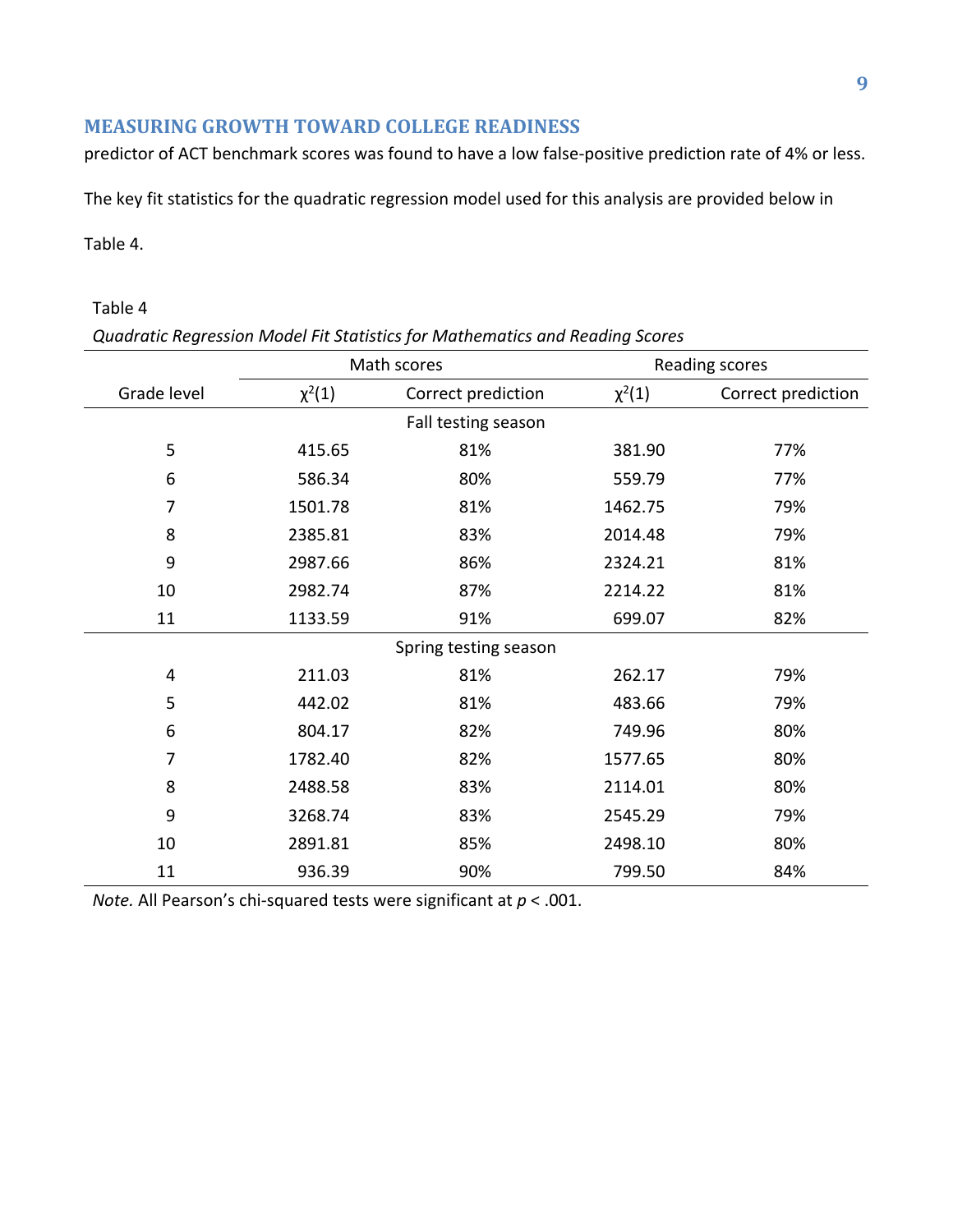predictor of ACT benchmark scores was found to have a low false-positive prediction rate of 4% or less.

The key fit statistics for the quadratic regression model used for this analysis are provided below in Table 4.

Table 4

*Quadratic Regression Model Fit Statistics for Mathematics and Reading Scores*

| | Math scores | | Reading scores | |
|---|---|---|---|---|
| Grade level | $\chi^2(1)$ | Correct prediction | $\chi^2(1)$ | Correct prediction |
| **Fall testing season** | | | | |
| 5 | 415.65 | 81% | 381.90 | 77% |
| 6 | 586.34 | 80% | 559.79 | 77% |
| 7 | 1501.78 | 81% | 1462.75 | 79% |
| 8 | 2385.81 | 83% | 2014.48 | 79% |
| 9 | 2987.66 | 86% | 2324.21 | 81% |
| 10 | 2982.74 | 87% | 2214.22 | 81% |
| 11 | 1133.59 | 91% | 699.07 | 82% |
| **Spring testing season** | | | | |
| 4 | 211.03 | 81% | 262.17 | 79% |
| 5 | 442.02 | 81% | 483.66 | 79% |
| 6 | 804.17 | 82% | 749.96 | 80% |
| 7 | 1782.40 | 82% | 1577.65 | 80% |
| 8 | 2488.58 | 83% | 2114.01 | 80% |
| 9 | 3268.74 | 83% | 2545.29 | 79% |
| 10 | 2891.81 | 85% | 2498.10 | 80% |
| 11 | 936.39 | 90% | 799.50 | 84% |

*Note.* All Pearson's chi-squared tests were significant at $p < .001$.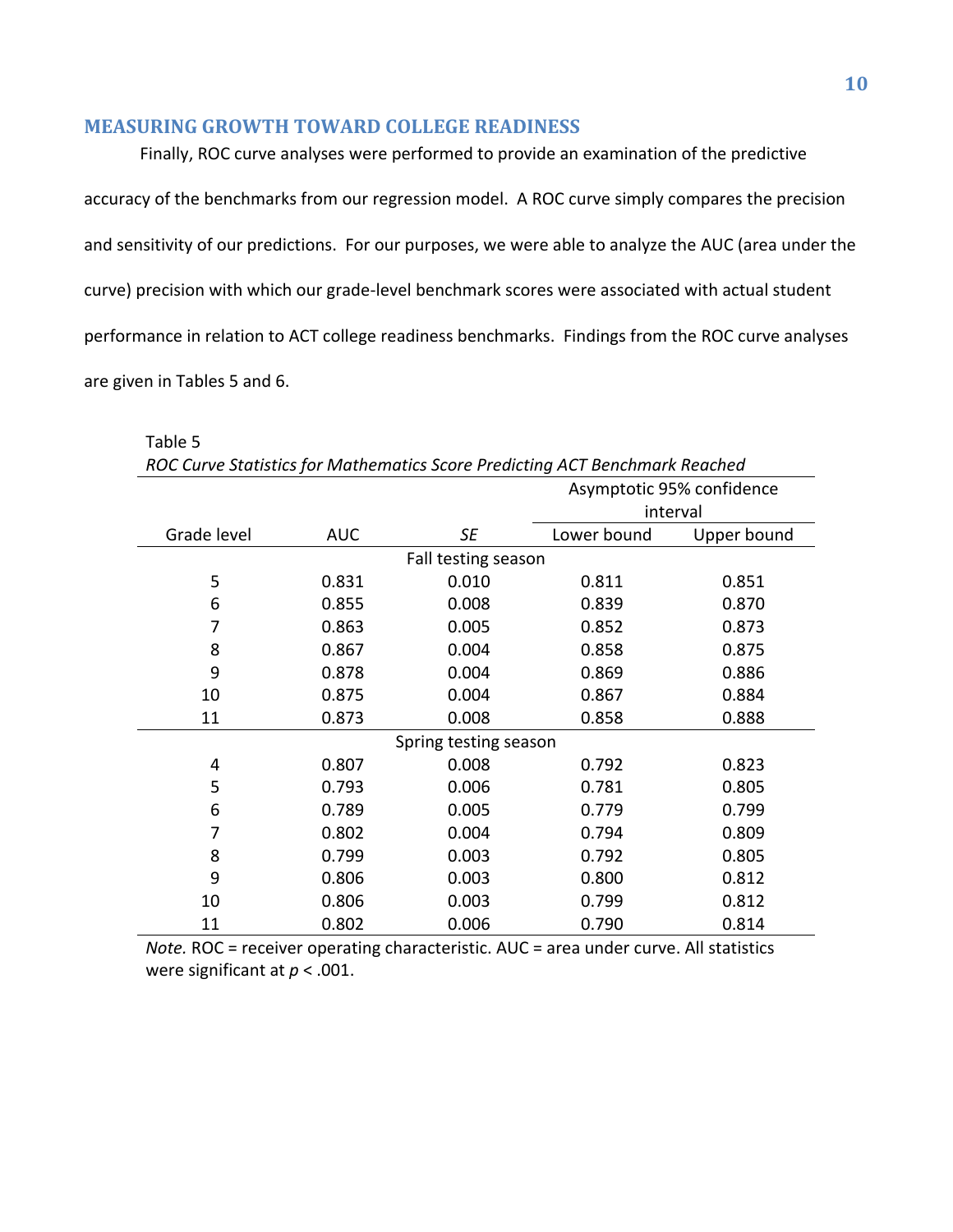## MEASURING GROWTH TOWARD COLLEGE READINESS

Finally, ROC curve analyses were performed to provide an examination of the predictive accuracy of the benchmarks from our regression model. A ROC curve simply compares the precision and sensitivity of our predictions. For our purposes, we were able to analyze the AUC (area under the curve) precision with which our grade-level benchmark scores were associated with actual student performance in relation to ACT college readiness benchmarks. Findings from the ROC curve analyses are given in Tables 5 and 6.

Table 5

*ROC Curve Statistics for Mathematics Score Predicting ACT Benchmark Reached*

| | | | Asymptotic 95% confidence interval | |
|---|---|---|---|---|
| Grade level | AUC | *SE* | Lower bound | Upper bound |
| | | Fall testing season | | |
| 5 | 0.831 | 0.010 | 0.811 | 0.851 |
| 6 | 0.855 | 0.008 | 0.839 | 0.870 |
| 7 | 0.863 | 0.005 | 0.852 | 0.873 |
| 8 | 0.867 | 0.004 | 0.858 | 0.875 |
| 9 | 0.878 | 0.004 | 0.869 | 0.886 |
| 10 | 0.875 | 0.004 | 0.867 | 0.884 |
| 11 | 0.873 | 0.008 | 0.858 | 0.888 |
| | | Spring testing season | | |
| 4 | 0.807 | 0.008 | 0.792 | 0.823 |
| 5 | 0.793 | 0.006 | 0.781 | 0.805 |
| 6 | 0.789 | 0.005 | 0.779 | 0.799 |
| 7 | 0.802 | 0.004 | 0.794 | 0.809 |
| 8 | 0.799 | 0.003 | 0.792 | 0.805 |
| 9 | 0.806 | 0.003 | 0.800 | 0.812 |
| 10 | 0.806 | 0.003 | 0.799 | 0.812 |
| 11 | 0.802 | 0.006 | 0.790 | 0.814 |

*Note.* ROC = receiver operating characteristic. AUC = area under curve. All statistics were significant at $p < .001$.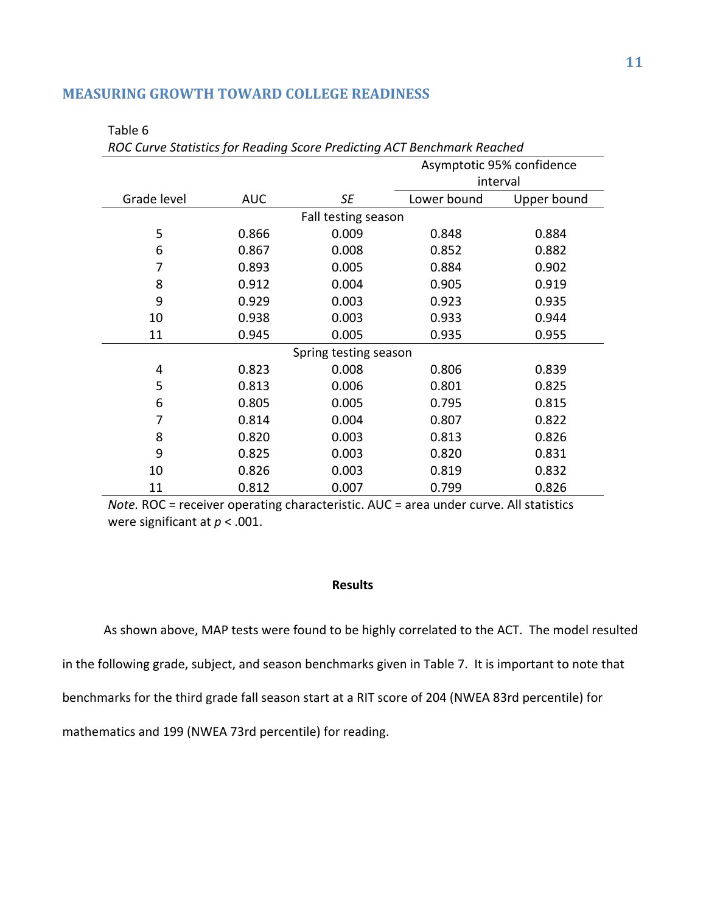Table 6

*ROC Curve Statistics for Reading Score Predicting ACT Benchmark Reached*

| | | | Asymptotic 95% confidence interval | |
|---|---|---|---|---|
| Grade level | AUC | *SE* | Lower bound | Upper bound |
| | | Fall testing season | | |
| 5 | 0.866 | 0.009 | 0.848 | 0.884 |
| 6 | 0.867 | 0.008 | 0.852 | 0.882 |
| 7 | 0.893 | 0.005 | 0.884 | 0.902 |
| 8 | 0.912 | 0.004 | 0.905 | 0.919 |
| 9 | 0.929 | 0.003 | 0.923 | 0.935 |
| 10 | 0.938 | 0.003 | 0.933 | 0.944 |
| 11 | 0.945 | 0.005 | 0.935 | 0.955 |
| | | Spring testing season | | |
| 4 | 0.823 | 0.008 | 0.806 | 0.839 |
| 5 | 0.813 | 0.006 | 0.801 | 0.825 |
| 6 | 0.805 | 0.005 | 0.795 | 0.815 |
| 7 | 0.814 | 0.004 | 0.807 | 0.822 |
| 8 | 0.820 | 0.003 | 0.813 | 0.826 |
| 9 | 0.825 | 0.003 | 0.820 | 0.831 |
| 10 | 0.826 | 0.003 | 0.819 | 0.832 |
| 11 | 0.812 | 0.007 | 0.799 | 0.826 |

*Note.* ROC = receiver operating characteristic. AUC = area under curve. All statistics were significant at $p < .001$.

## Results

As shown above, MAP tests were found to be highly correlated to the ACT. The model resulted in the following grade, subject, and season benchmarks given in Table 7. It is important to note that benchmarks for the third grade fall season start at a RIT score of 204 (NWEA 83rd percentile) for mathematics and 199 (NWEA 73rd percentile) for reading.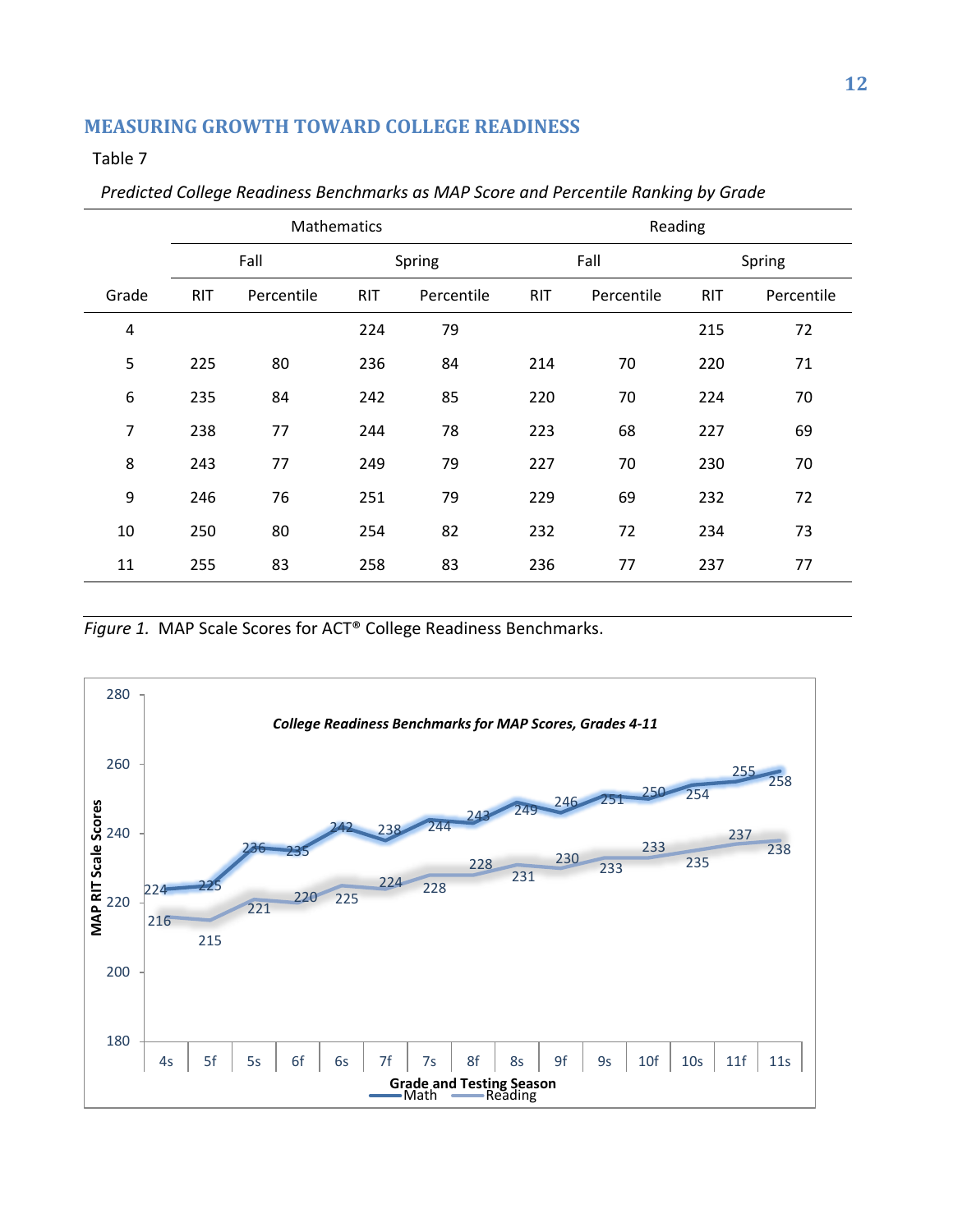## MEASURING GROWTH TOWARD COLLEGE READINESS

Table 7

*Predicted College Readiness Benchmarks as MAP Score and Percentile Ranking by Grade*

| | Mathematics | | | | Reading | | | |
|---|---|---|---|---|---|---|---|---|
| | Fall | | Spring | | Fall | | Spring | |
| Grade | RIT | Percentile | RIT | Percentile | RIT | Percentile | RIT | Percentile |
| 4 | | | 224 | 79 | | | 215 | 72 |
| 5 | 225 | 80 | 236 | 84 | 214 | 70 | 220 | 71 |
| 6 | 235 | 84 | 242 | 85 | 220 | 70 | 224 | 70 |
| 7 | 238 | 77 | 244 | 78 | 223 | 68 | 227 | 69 |
| 8 | 243 | 77 | 249 | 79 | 227 | 70 | 230 | 70 |
| 9 | 246 | 76 | 251 | 79 | 229 | 69 | 232 | 72 |
| 10 | 250 | 80 | 254 | 82 | 232 | 72 | 234 | 73 |
| 11 | 255 | 83 | 258 | 83 | 236 | 77 | 237 | 77 |

*Figure 1.* MAP Scale Scores for ACT® College Readiness Benchmarks.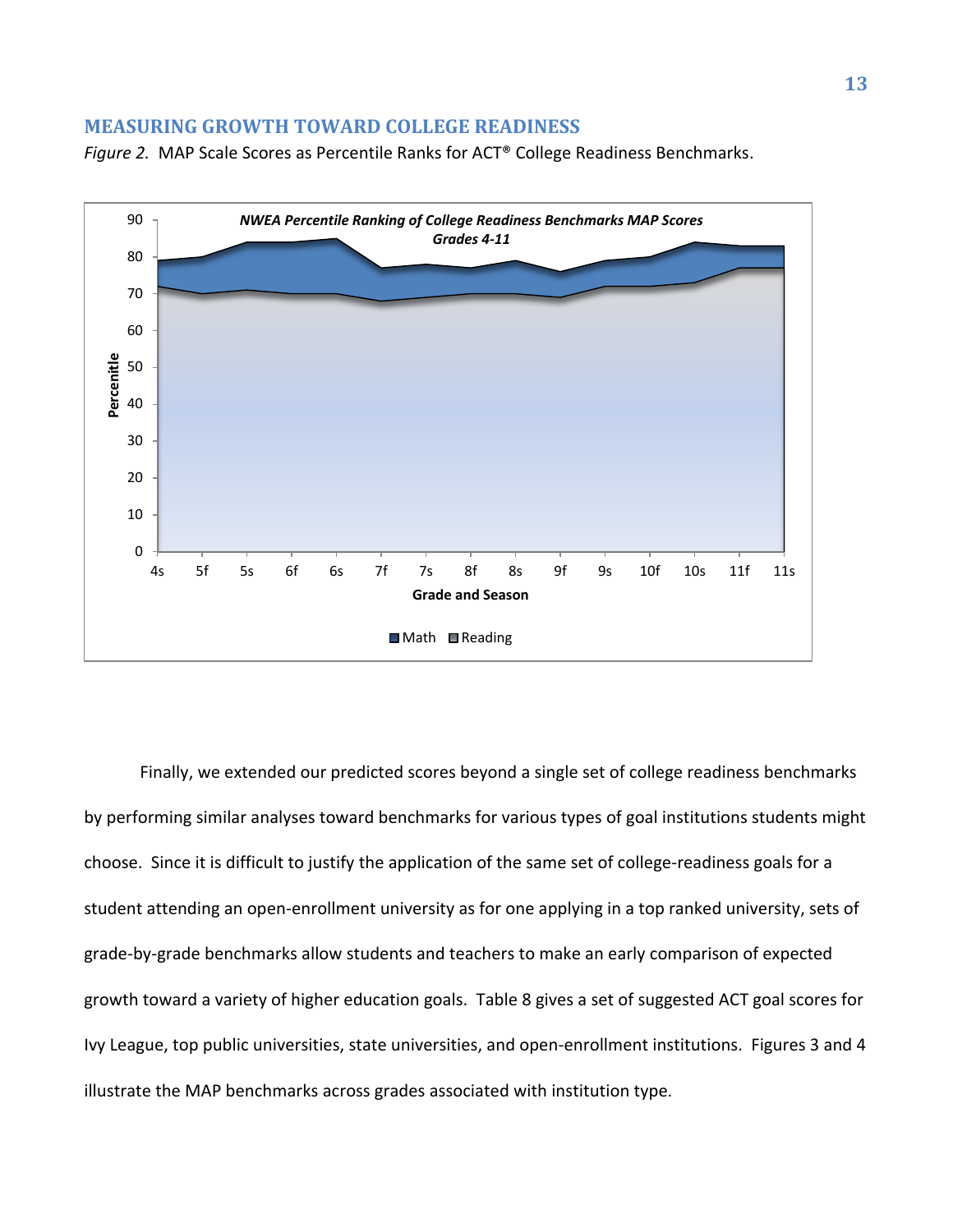## MEASURING GROWTH TOWARD COLLEGE READINESS

*Figure 2.* MAP Scale Scores as Percentile Ranks for ACT® College Readiness Benchmarks.

Finally, we extended our predicted scores beyond a single set of college readiness benchmarks by performing similar analyses toward benchmarks for various types of goal institutions students might choose. Since it is difficult to justify the application of the same set of college-readiness goals for a student attending an open-enrollment university as for one applying in a top ranked university, sets of grade-by-grade benchmarks allow students and teachers to make an early comparison of expected growth toward a variety of higher education goals. Table 8 gives a set of suggested ACT goal scores for Ivy League, top public universities, state universities, and open-enrollment institutions. Figures 3 and 4 illustrate the MAP benchmarks across grades associated with institution type.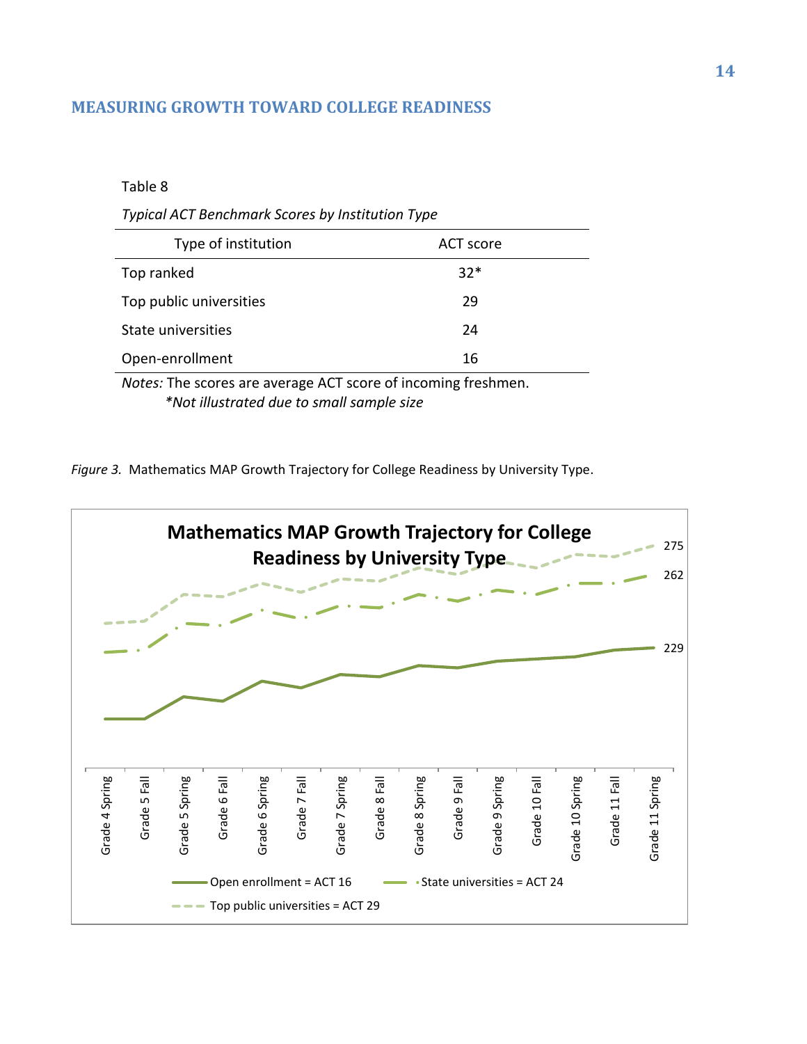Table 8

*Typical ACT Benchmark Scores by Institution Type*

| Type of institution | ACT score |
|---|---|
| Top ranked | 32* |
| Top public universities | 29 |
| State universities | 24 |
| Open-enrollment | 16 |

*Notes:* The scores are average ACT score of incoming freshmen.
*\*Not illustrated due to small sample size*

*Figure 3.* Mathematics MAP Growth Trajectory for College Readiness by University Type.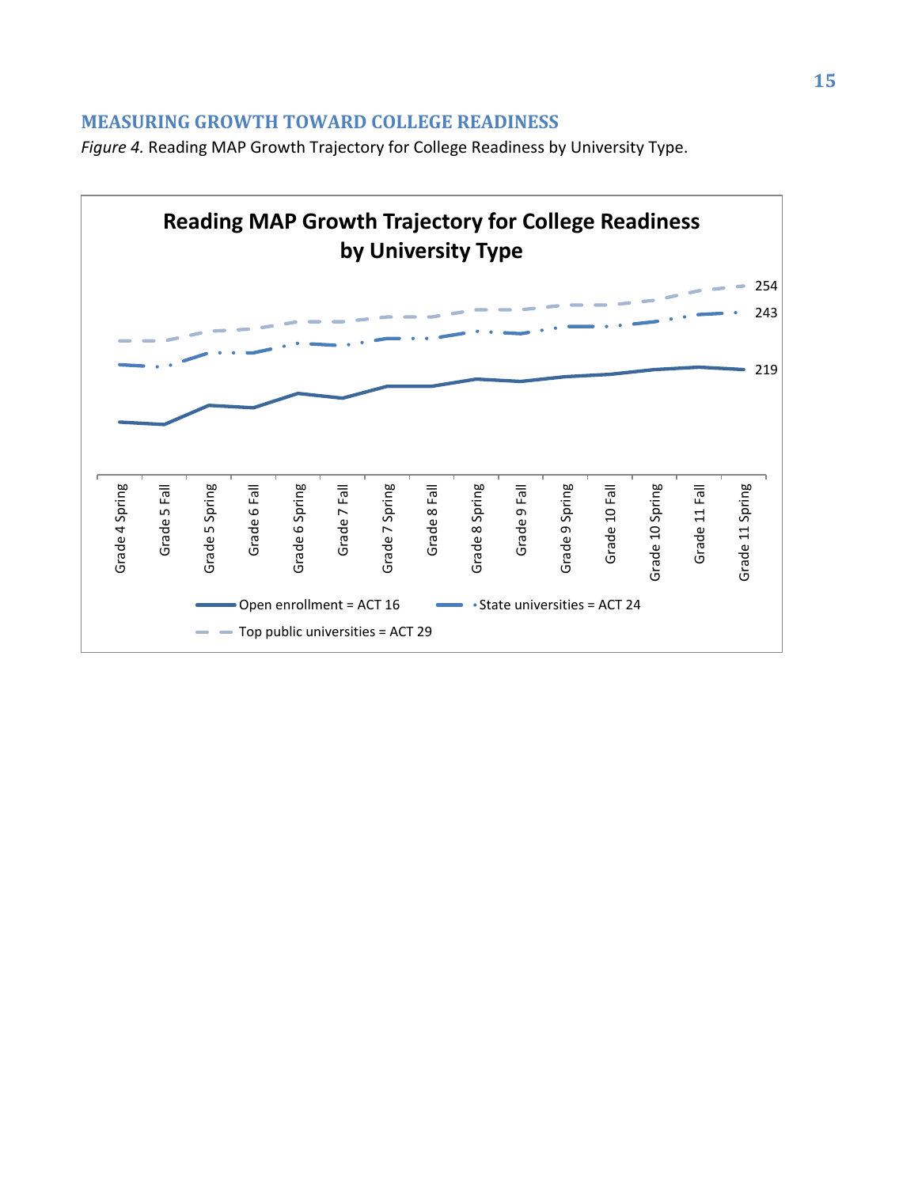## MEASURING GROWTH TOWARD COLLEGE READINESS

*Figure 4.* Reading MAP Growth Trajectory for College Readiness by University Type.

**Reading MAP Growth Trajectory for College Readiness by University Type**

254

243

219

Grade 4 Spring, Grade 5 Fall, Grade 5 Spring, Grade 6 Fall, Grade 6 Spring, Grade 7 Fall, Grade 7 Spring, Grade 8 Fall, Grade 8 Spring, Grade 9 Fall, Grade 9 Spring, Grade 10 Fall, Grade 10 Spring, Grade 11 Fall, Grade 11 Spring

Open enrollment = ACT 16

State universities = ACT 24

Top public universities = ACT 29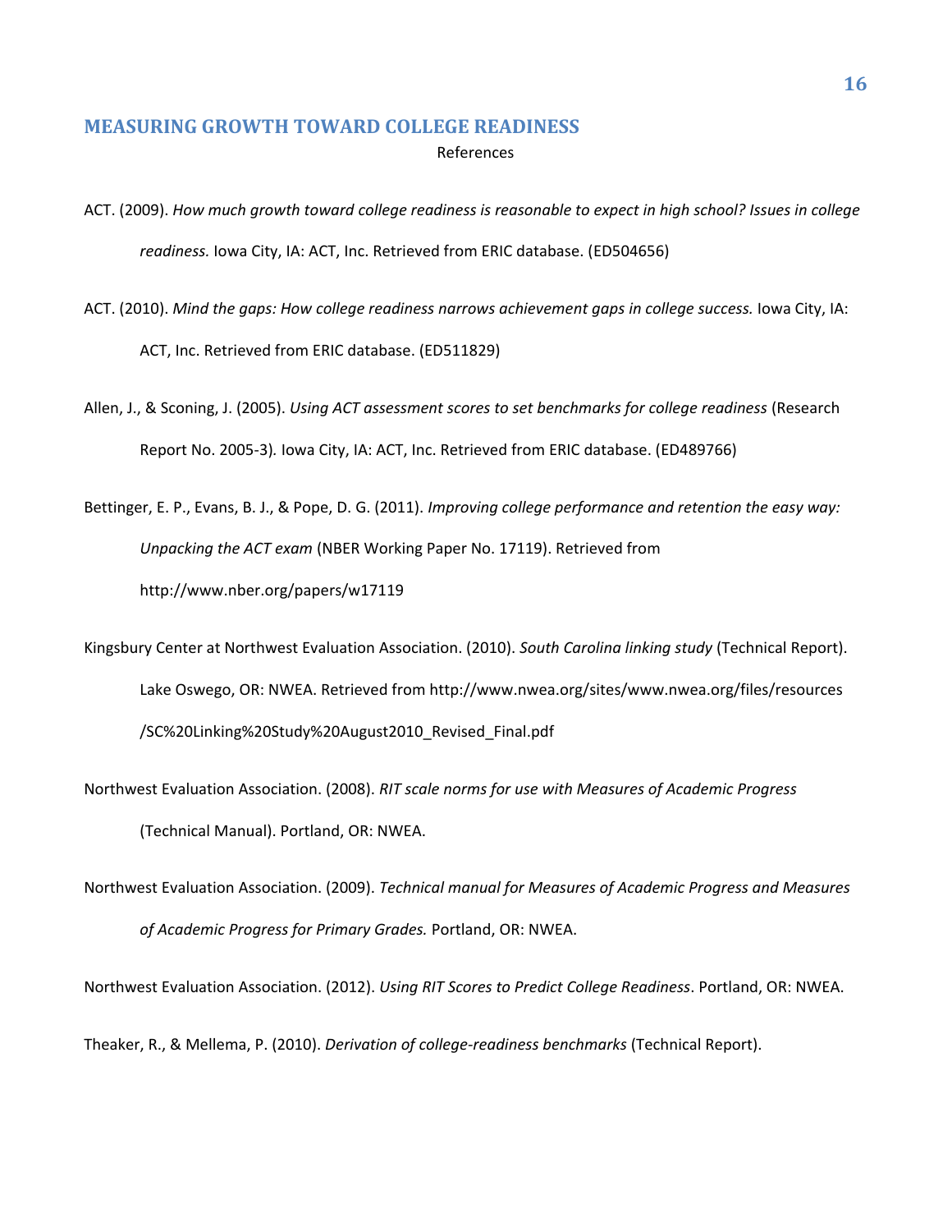## References

ACT. (2009). *How much growth toward college readiness is reasonable to expect in high school? Issues in college readiness.* Iowa City, IA: ACT, Inc. Retrieved from ERIC database. (ED504656)

ACT. (2010). *Mind the gaps: How college readiness narrows achievement gaps in college success.* Iowa City, IA: ACT, Inc. Retrieved from ERIC database. (ED511829)

Allen, J., & Sconing, J. (2005). *Using ACT assessment scores to set benchmarks for college readiness* (Research Report No. 2005-3)*.* Iowa City, IA: ACT, Inc. Retrieved from ERIC database. (ED489766)

Bettinger, E. P., Evans, B. J., & Pope, D. G. (2011). *Improving college performance and retention the easy way: Unpacking the ACT exam* (NBER Working Paper No. 17119). Retrieved from http://www.nber.org/papers/w17119

Kingsbury Center at Northwest Evaluation Association. (2010). *South Carolina linking study* (Technical Report). Lake Oswego, OR: NWEA. Retrieved from http://www.nwea.org/sites/www.nwea.org/files/resources/SC%20Linking%20Study%20August2010_Revised_Final.pdf

Northwest Evaluation Association. (2008). *RIT scale norms for use with Measures of Academic Progress* (Technical Manual). Portland, OR: NWEA.

Northwest Evaluation Association. (2009). *Technical manual for Measures of Academic Progress and Measures of Academic Progress for Primary Grades.* Portland, OR: NWEA.

Northwest Evaluation Association. (2012). *Using RIT Scores to Predict College Readiness*. Portland, OR: NWEA.

Theaker, R., & Mellema, P. (2010). *Derivation of college-readiness benchmarks* (Technical Report).